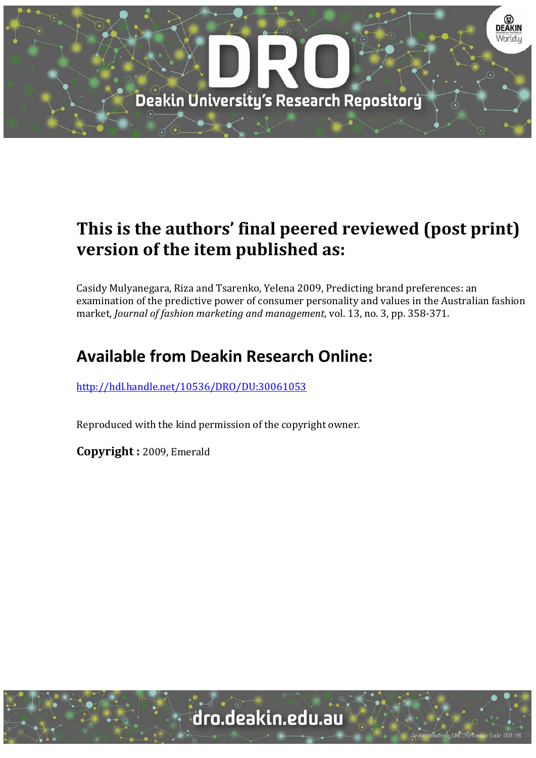# This is the authors' final peered reviewed (post print) version of the item published as:

Casidy Mulyanegara, Riza and Tsarenko, Yelena 2009, Predicting brand preferences: an examination of the predictive power of consumer personality and values in the Australian fashion market, *Journal of fashion marketing and management*, vol. 13, no. 3, pp. 358-371.

## Available from Deakin Research Online:

http://hdl.handle.net/10536/DRO/DU:30061053

Reproduced with the kind permission of the copyright owner.

**Copyright :** 2009, Emerald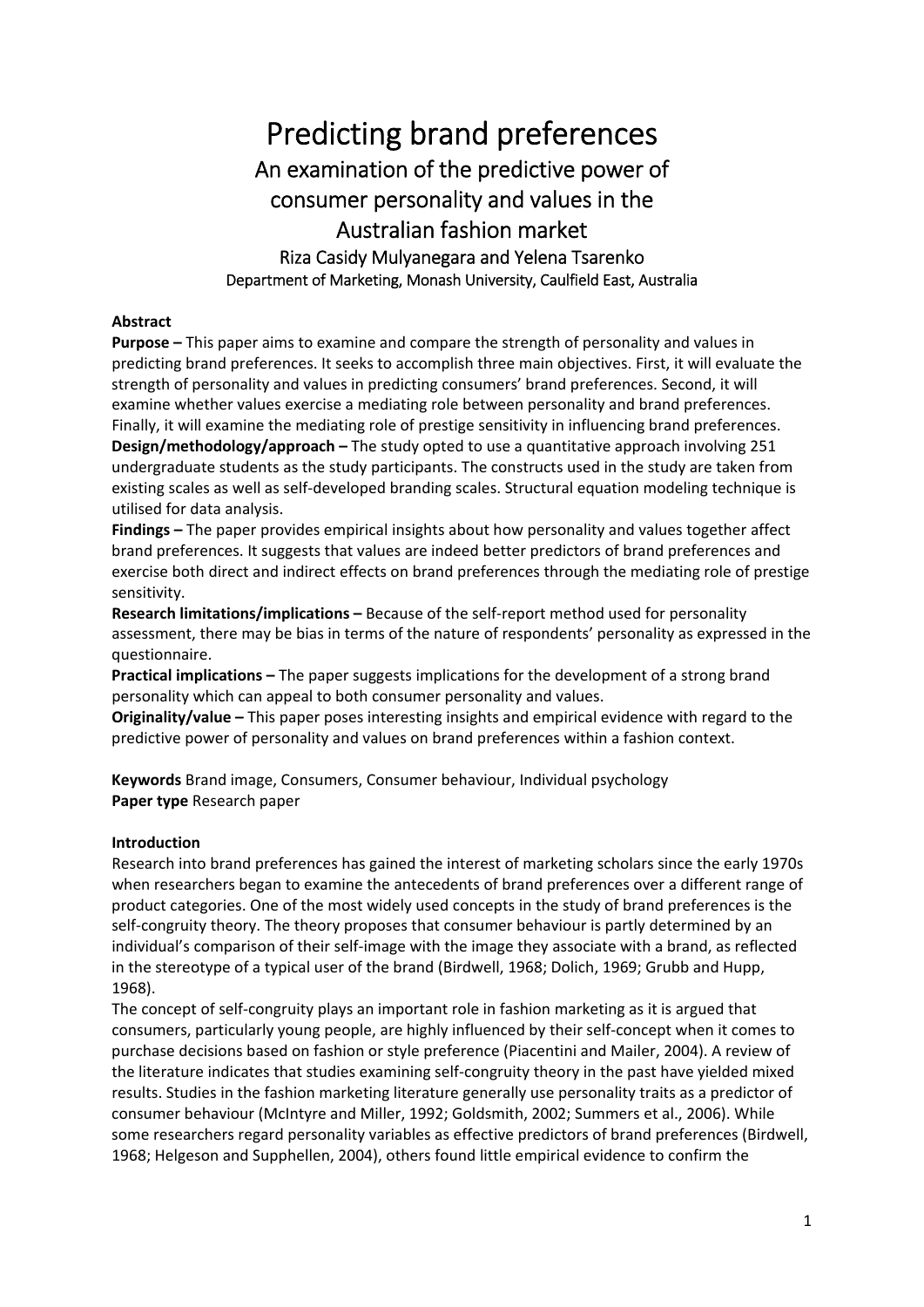# Predicting brand preferences

## An examination of the predictive power of consumer personality and values in the Australian fashion market

Riza Casidy Mulyanegara and Yelena Tsarenko

Department of Marketing, Monash University, Caulfield East, Australia

**Abstract**

**Purpose –** This paper aims to examine and compare the strength of personality and values in predicting brand preferences. It seeks to accomplish three main objectives. First, it will evaluate the strength of personality and values in predicting consumers' brand preferences. Second, it will examine whether values exercise a mediating role between personality and brand preferences. Finally, it will examine the mediating role of prestige sensitivity in influencing brand preferences.

**Design/methodology/approach –** The study opted to use a quantitative approach involving 251 undergraduate students as the study participants. The constructs used in the study are taken from existing scales as well as self-developed branding scales. Structural equation modeling technique is utilised for data analysis.

**Findings –** The paper provides empirical insights about how personality and values together affect brand preferences. It suggests that values are indeed better predictors of brand preferences and exercise both direct and indirect effects on brand preferences through the mediating role of prestige sensitivity.

**Research limitations/implications –** Because of the self-report method used for personality assessment, there may be bias in terms of the nature of respondents' personality as expressed in the questionnaire.

**Practical implications –** The paper suggests implications for the development of a strong brand personality which can appeal to both consumer personality and values.

**Originality/value –** This paper poses interesting insights and empirical evidence with regard to the predictive power of personality and values on brand preferences within a fashion context.

**Keywords** Brand image, Consumers, Consumer behaviour, Individual psychology

**Paper type** Research paper

**Introduction**

Research into brand preferences has gained the interest of marketing scholars since the early 1970s when researchers began to examine the antecedents of brand preferences over a different range of product categories. One of the most widely used concepts in the study of brand preferences is the self-congruity theory. The theory proposes that consumer behaviour is partly determined by an individual's comparison of their self-image with the image they associate with a brand, as reflected in the stereotype of a typical user of the brand (Birdwell, 1968; Dolich, 1969; Grubb and Hupp, 1968).

The concept of self-congruity plays an important role in fashion marketing as it is argued that consumers, particularly young people, are highly influenced by their self-concept when it comes to purchase decisions based on fashion or style preference (Piacentini and Mailer, 2004). A review of the literature indicates that studies examining self-congruity theory in the past have yielded mixed results. Studies in the fashion marketing literature generally use personality traits as a predictor of consumer behaviour (McIntyre and Miller, 1992; Goldsmith, 2002; Summers et al., 2006). While some researchers regard personality variables as effective predictors of brand preferences (Birdwell, 1968; Helgeson and Supphellen, 2004), others found little empirical evidence to confirm the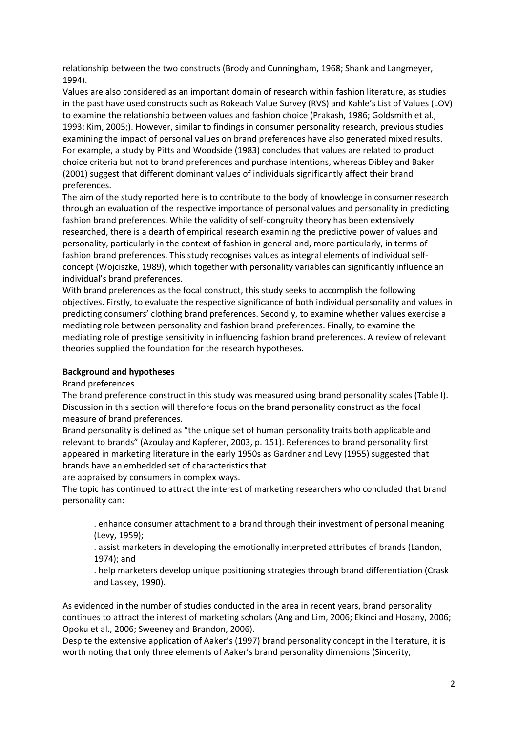relationship between the two constructs (Brody and Cunningham, 1968; Shank and Langmeyer, 1994).

Values are also considered as an important domain of research within fashion literature, as studies in the past have used constructs such as Rokeach Value Survey (RVS) and Kahle's List of Values (LOV) to examine the relationship between values and fashion choice (Prakash, 1986; Goldsmith et al., 1993; Kim, 2005;). However, similar to findings in consumer personality research, previous studies examining the impact of personal values on brand preferences have also generated mixed results. For example, a study by Pitts and Woodside (1983) concludes that values are related to product choice criteria but not to brand preferences and purchase intentions, whereas Dibley and Baker (2001) suggest that different dominant values of individuals significantly affect their brand preferences.

The aim of the study reported here is to contribute to the body of knowledge in consumer research through an evaluation of the respective importance of personal values and personality in predicting fashion brand preferences. While the validity of self-congruity theory has been extensively researched, there is a dearth of empirical research examining the predictive power of values and personality, particularly in the context of fashion in general and, more particularly, in terms of fashion brand preferences. This study recognises values as integral elements of individual self-concept (Wojciszke, 1989), which together with personality variables can significantly influence an individual's brand preferences.

With brand preferences as the focal construct, this study seeks to accomplish the following objectives. Firstly, to evaluate the respective significance of both individual personality and values in predicting consumers' clothing brand preferences. Secondly, to examine whether values exercise a mediating role between personality and fashion brand preferences. Finally, to examine the mediating role of prestige sensitivity in influencing fashion brand preferences. A review of relevant theories supplied the foundation for the research hypotheses.

## Background and hypotheses

### Brand preferences

The brand preference construct in this study was measured using brand personality scales (Table I). Discussion in this section will therefore focus on the brand personality construct as the focal measure of brand preferences.

Brand personality is defined as "the unique set of human personality traits both applicable and relevant to brands" (Azoulay and Kapferer, 2003, p. 151). References to brand personality first appeared in marketing literature in the early 1950s as Gardner and Levy (1955) suggested that brands have an embedded set of characteristics that are appraised by consumers in complex ways.

The topic has continued to attract the interest of marketing researchers who concluded that brand personality can:

- enhance consumer attachment to a brand through their investment of personal meaning (Levy, 1959);
- assist marketers in developing the emotionally interpreted attributes of brands (Landon, 1974); and
- help marketers develop unique positioning strategies through brand differentiation (Crask and Laskey, 1990).

As evidenced in the number of studies conducted in the area in recent years, brand personality continues to attract the interest of marketing scholars (Ang and Lim, 2006; Ekinci and Hosany, 2006; Opoku et al., 2006; Sweeney and Brandon, 2006).

Despite the extensive application of Aaker's (1997) brand personality concept in the literature, it is worth noting that only three elements of Aaker's brand personality dimensions (Sincerity,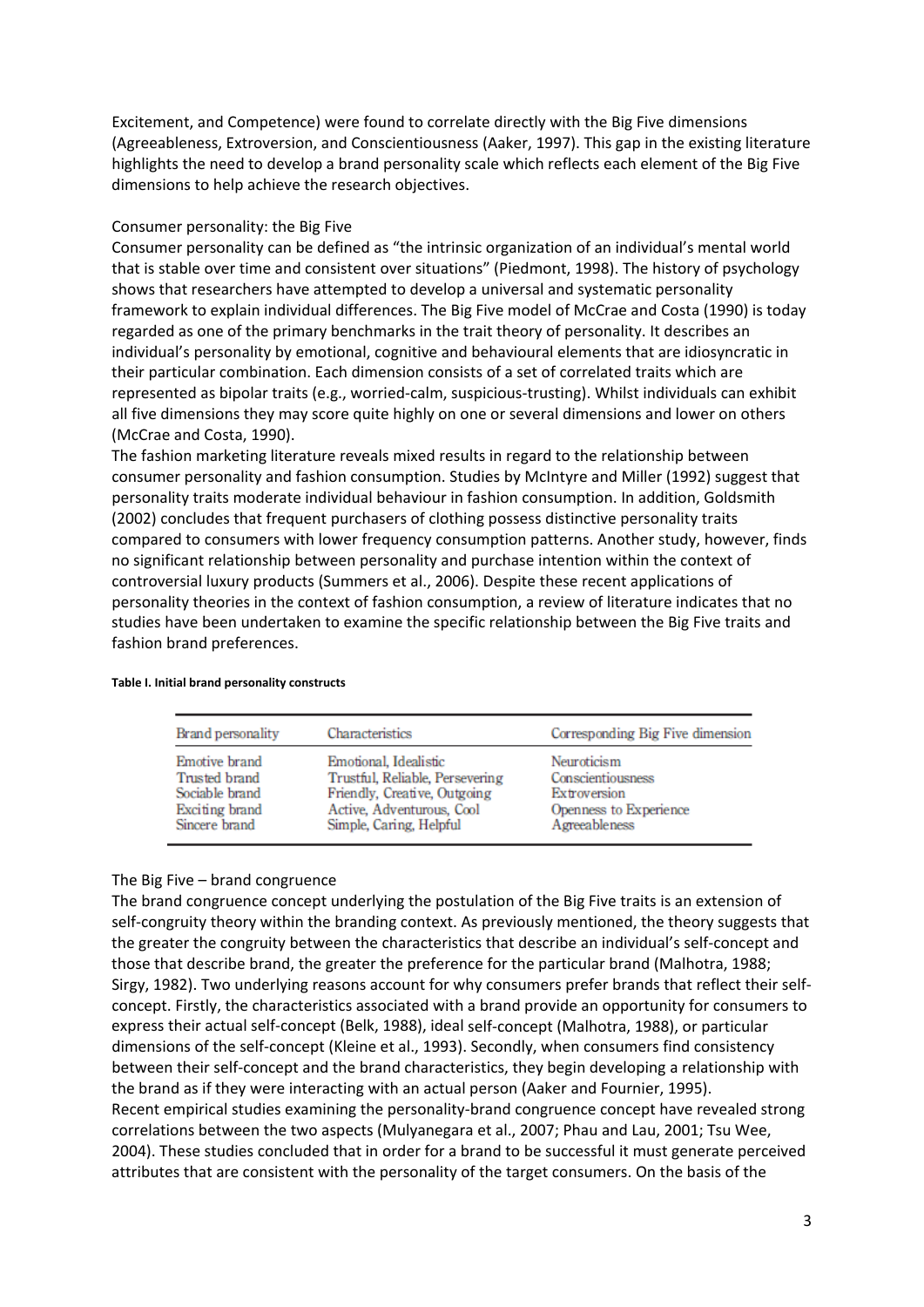Excitement, and Competence) were found to correlate directly with the Big Five dimensions (Agreeableness, Extroversion, and Conscientiousness (Aaker, 1997). This gap in the existing literature highlights the need to develop a brand personality scale which reflects each element of the Big Five dimensions to help achieve the research objectives.

## Consumer personality: the Big Five

Consumer personality can be defined as "the intrinsic organization of an individual's mental world that is stable over time and consistent over situations" (Piedmont, 1998). The history of psychology shows that researchers have attempted to develop a universal and systematic personality framework to explain individual differences. The Big Five model of McCrae and Costa (1990) is today regarded as one of the primary benchmarks in the trait theory of personality. It describes an individual's personality by emotional, cognitive and behavioural elements that are idiosyncratic in their particular combination. Each dimension consists of a set of correlated traits which are represented as bipolar traits (e.g., worried-calm, suspicious-trusting). Whilst individuals can exhibit all five dimensions they may score quite highly on one or several dimensions and lower on others (McCrae and Costa, 1990).

The fashion marketing literature reveals mixed results in regard to the relationship between consumer personality and fashion consumption. Studies by McIntyre and Miller (1992) suggest that personality traits moderate individual behaviour in fashion consumption. In addition, Goldsmith (2002) concludes that frequent purchasers of clothing possess distinctive personality traits compared to consumers with lower frequency consumption patterns. Another study, however, finds no significant relationship between personality and purchase intention within the context of controversial luxury products (Summers et al., 2006). Despite these recent applications of personality theories in the context of fashion consumption, a review of literature indicates that no studies have been undertaken to examine the specific relationship between the Big Five traits and fashion brand preferences.

**Table I. Initial brand personality constructs**

| Brand personality | Characteristics | Corresponding Big Five dimension |
|---|---|---|
| Emotive brand | Emotional, Idealistic | Neuroticism |
| Trusted brand | Trustful, Reliable, Persevering | Conscientiousness |
| Sociable brand | Friendly, Creative, Outgoing | Extroversion |
| Exciting brand | Active, Adventurous, Cool | Openness to Experience |
| Sincere brand | Simple, Caring, Helpful | Agreeableness |

## The Big Five – brand congruence

The brand congruence concept underlying the postulation of the Big Five traits is an extension of self-congruity theory within the branding context. As previously mentioned, the theory suggests that the greater the congruity between the characteristics that describe an individual's self-concept and those that describe brand, the greater the preference for the particular brand (Malhotra, 1988; Sirgy, 1982). Two underlying reasons account for why consumers prefer brands that reflect their self-concept. Firstly, the characteristics associated with a brand provide an opportunity for consumers to express their actual self-concept (Belk, 1988), ideal self-concept (Malhotra, 1988), or particular dimensions of the self-concept (Kleine et al., 1993). Secondly, when consumers find consistency between their self-concept and the brand characteristics, they begin developing a relationship with the brand as if they were interacting with an actual person (Aaker and Fournier, 1995).

Recent empirical studies examining the personality-brand congruence concept have revealed strong correlations between the two aspects (Mulyanegara et al., 2007; Phau and Lau, 2001; Tsu Wee, 2004). These studies concluded that in order for a brand to be successful it must generate perceived attributes that are consistent with the personality of the target consumers. On the basis of the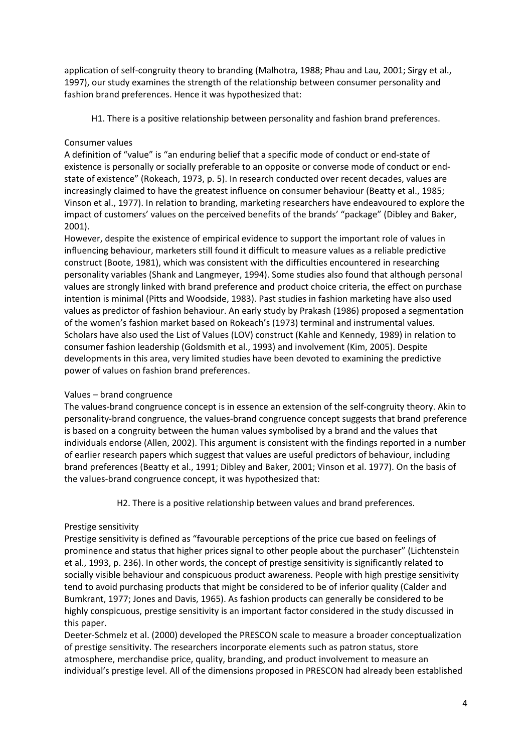application of self-congruity theory to branding (Malhotra, 1988; Phau and Lau, 2001; Sirgy et al., 1997), our study examines the strength of the relationship between consumer personality and fashion brand preferences. Hence it was hypothesized that:

H1. There is a positive relationship between personality and fashion brand preferences.

## Consumer values

A definition of "value" is "an enduring belief that a specific mode of conduct or end-state of existence is personally or socially preferable to an opposite or converse mode of conduct or end-state of existence" (Rokeach, 1973, p. 5). In research conducted over recent decades, values are increasingly claimed to have the greatest influence on consumer behaviour (Beatty et al., 1985; Vinson et al., 1977). In relation to branding, marketing researchers have endeavoured to explore the impact of customers' values on the perceived benefits of the brands' "package" (Dibley and Baker, 2001).

However, despite the existence of empirical evidence to support the important role of values in influencing behaviour, marketers still found it difficult to measure values as a reliable predictive construct (Boote, 1981), which was consistent with the difficulties encountered in researching personality variables (Shank and Langmeyer, 1994). Some studies also found that although personal values are strongly linked with brand preference and product choice criteria, the effect on purchase intention is minimal (Pitts and Woodside, 1983). Past studies in fashion marketing have also used values as predictor of fashion behaviour. An early study by Prakash (1986) proposed a segmentation of the women's fashion market based on Rokeach's (1973) terminal and instrumental values. Scholars have also used the List of Values (LOV) construct (Kahle and Kennedy, 1989) in relation to consumer fashion leadership (Goldsmith et al., 1993) and involvement (Kim, 2005). Despite developments in this area, very limited studies have been devoted to examining the predictive power of values on fashion brand preferences.

## Values – brand congruence

The values-brand congruence concept is in essence an extension of the self-congruity theory. Akin to personality-brand congruence, the values-brand congruence concept suggests that brand preference is based on a congruity between the human values symbolised by a brand and the values that individuals endorse (Allen, 2002). This argument is consistent with the findings reported in a number of earlier research papers which suggest that values are useful predictors of behaviour, including brand preferences (Beatty et al., 1991; Dibley and Baker, 2001; Vinson et al. 1977). On the basis of the values-brand congruence concept, it was hypothesized that:

H2. There is a positive relationship between values and brand preferences.

## Prestige sensitivity

Prestige sensitivity is defined as "favourable perceptions of the price cue based on feelings of prominence and status that higher prices signal to other people about the purchaser" (Lichtenstein et al., 1993, p. 236). In other words, the concept of prestige sensitivity is significantly related to socially visible behaviour and conspicuous product awareness. People with high prestige sensitivity tend to avoid purchasing products that might be considered to be of inferior quality (Calder and Bumkrant, 1977; Jones and Davis, 1965). As fashion products can generally be considered to be highly conspicuous, prestige sensitivity is an important factor considered in the study discussed in this paper.

Deeter-Schmelz et al. (2000) developed the PRESCON scale to measure a broader conceptualization of prestige sensitivity. The researchers incorporate elements such as patron status, store atmosphere, merchandise price, quality, branding, and product involvement to measure an individual's prestige level. All of the dimensions proposed in PRESCON had already been established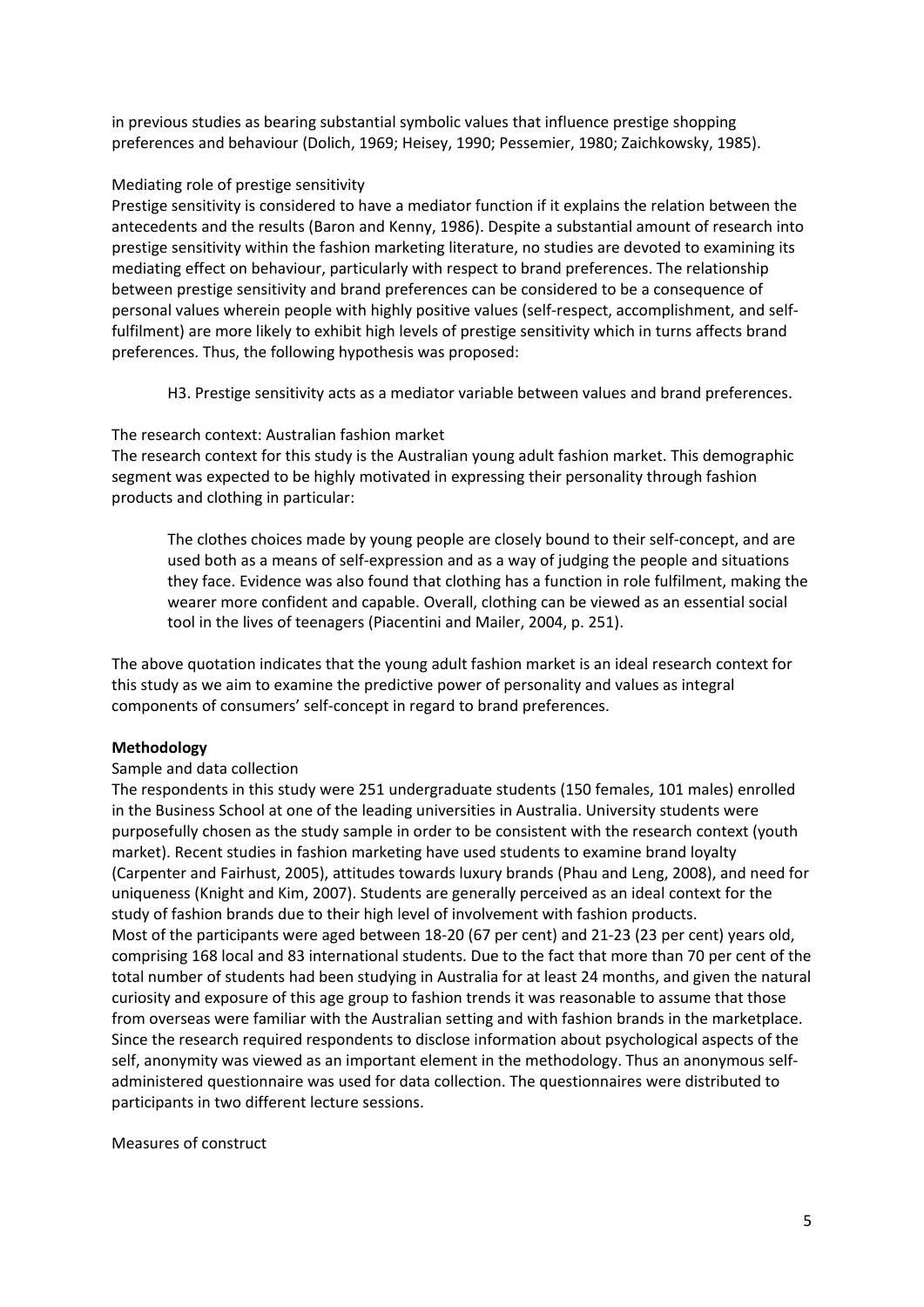in previous studies as bearing substantial symbolic values that influence prestige shopping preferences and behaviour (Dolich, 1969; Heisey, 1990; Pessemier, 1980; Zaichkowsky, 1985).

### Mediating role of prestige sensitivity

Prestige sensitivity is considered to have a mediator function if it explains the relation between the antecedents and the results (Baron and Kenny, 1986). Despite a substantial amount of research into prestige sensitivity within the fashion marketing literature, no studies are devoted to examining its mediating effect on behaviour, particularly with respect to brand preferences. The relationship between prestige sensitivity and brand preferences can be considered to be a consequence of personal values wherein people with highly positive values (self-respect, accomplishment, and self-fulfilment) are more likely to exhibit high levels of prestige sensitivity which in turns affects brand preferences. Thus, the following hypothesis was proposed:

> H3. Prestige sensitivity acts as a mediator variable between values and brand preferences.

### The research context: Australian fashion market

The research context for this study is the Australian young adult fashion market. This demographic segment was expected to be highly motivated in expressing their personality through fashion products and clothing in particular:

> The clothes choices made by young people are closely bound to their self-concept, and are used both as a means of self-expression and as a way of judging the people and situations they face. Evidence was also found that clothing has a function in role fulfilment, making the wearer more confident and capable. Overall, clothing can be viewed as an essential social tool in the lives of teenagers (Piacentini and Mailer, 2004, p. 251).

The above quotation indicates that the young adult fashion market is an ideal research context for this study as we aim to examine the predictive power of personality and values as integral components of consumers' self-concept in regard to brand preferences.

## Methodology

### Sample and data collection

The respondents in this study were 251 undergraduate students (150 females, 101 males) enrolled in the Business School at one of the leading universities in Australia. University students were purposefully chosen as the study sample in order to be consistent with the research context (youth market). Recent studies in fashion marketing have used students to examine brand loyalty (Carpenter and Fairhust, 2005), attitudes towards luxury brands (Phau and Leng, 2008), and need for uniqueness (Knight and Kim, 2007). Students are generally perceived as an ideal context for the study of fashion brands due to their high level of involvement with fashion products.

Most of the participants were aged between 18-20 (67 per cent) and 21-23 (23 per cent) years old, comprising 168 local and 83 international students. Due to the fact that more than 70 per cent of the total number of students had been studying in Australia for at least 24 months, and given the natural curiosity and exposure of this age group to fashion trends it was reasonable to assume that those from overseas were familiar with the Australian setting and with fashion brands in the marketplace. Since the research required respondents to disclose information about psychological aspects of the self, anonymity was viewed as an important element in the methodology. Thus an anonymous self-administered questionnaire was used for data collection. The questionnaires were distributed to participants in two different lecture sessions.

### Measures of construct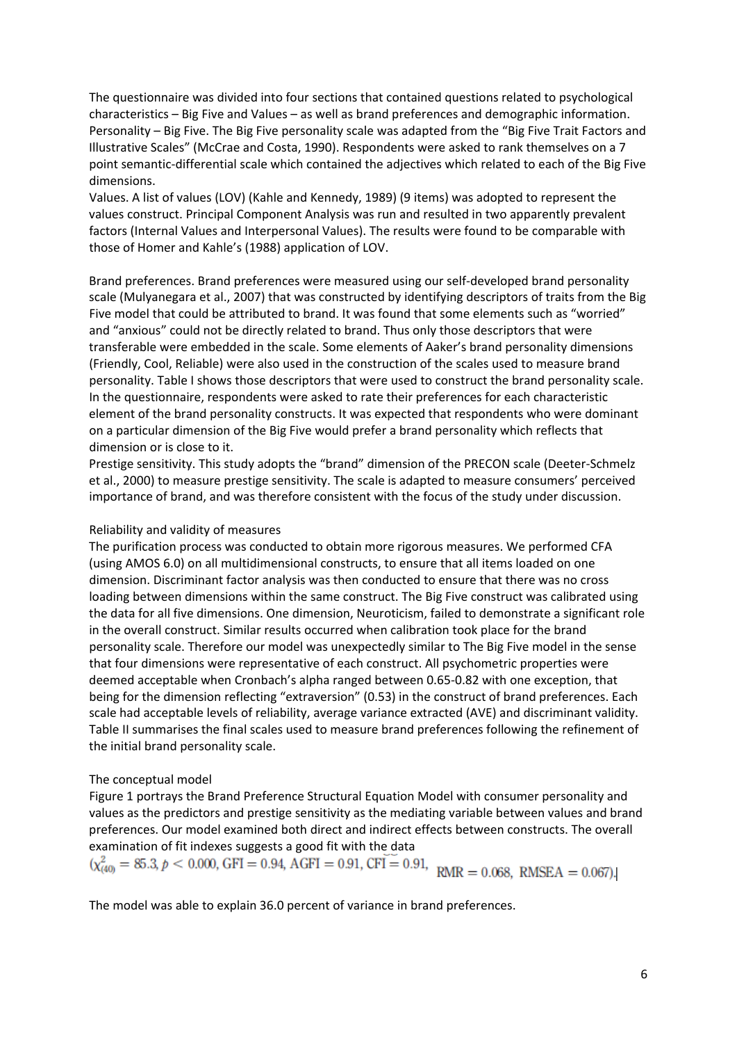The questionnaire was divided into four sections that contained questions related to psychological characteristics – Big Five and Values – as well as brand preferences and demographic information. Personality – Big Five. The Big Five personality scale was adapted from the "Big Five Trait Factors and Illustrative Scales" (McCrae and Costa, 1990). Respondents were asked to rank themselves on a 7 point semantic-differential scale which contained the adjectives which related to each of the Big Five dimensions.

Values. A list of values (LOV) (Kahle and Kennedy, 1989) (9 items) was adopted to represent the values construct. Principal Component Analysis was run and resulted in two apparently prevalent factors (Internal Values and Interpersonal Values). The results were found to be comparable with those of Homer and Kahle's (1988) application of LOV.

Brand preferences. Brand preferences were measured using our self-developed brand personality scale (Mulyanegara et al., 2007) that was constructed by identifying descriptors of traits from the Big Five model that could be attributed to brand. It was found that some elements such as "worried" and "anxious" could not be directly related to brand. Thus only those descriptors that were transferable were embedded in the scale. Some elements of Aaker's brand personality dimensions (Friendly, Cool, Reliable) were also used in the construction of the scales used to measure brand personality. Table I shows those descriptors that were used to construct the brand personality scale. In the questionnaire, respondents were asked to rate their preferences for each characteristic element of the brand personality constructs. It was expected that respondents who were dominant on a particular dimension of the Big Five would prefer a brand personality which reflects that dimension or is close to it.

Prestige sensitivity. This study adopts the "brand" dimension of the PRECON scale (Deeter-Schmelz et al., 2000) to measure prestige sensitivity. The scale is adapted to measure consumers' perceived importance of brand, and was therefore consistent with the focus of the study under discussion.

## Reliability and validity of measures

The purification process was conducted to obtain more rigorous measures. We performed CFA (using AMOS 6.0) on all multidimensional constructs, to ensure that all items loaded on one dimension. Discriminant factor analysis was then conducted to ensure that there was no cross loading between dimensions within the same construct. The Big Five construct was calibrated using the data for all five dimensions. One dimension, Neuroticism, failed to demonstrate a significant role in the overall construct. Similar results occurred when calibration took place for the brand personality scale. Therefore our model was unexpectedly similar to The Big Five model in the sense that four dimensions were representative of each construct. All psychometric properties were deemed acceptable when Cronbach's alpha ranged between 0.65-0.82 with one exception, that being for the dimension reflecting "extraversion" (0.53) in the construct of brand preferences. Each scale had acceptable levels of reliability, average variance extracted (AVE) and discriminant validity. Table II summarises the final scales used to measure brand preferences following the refinement of the initial brand personality scale.

## The conceptual model

Figure 1 portrays the Brand Preference Structural Equation Model with consumer personality and values as the predictors and prestige sensitivity as the mediating variable between values and brand preferences. Our model examined both direct and indirect effects between constructs. The overall examination of fit indexes suggests a good fit with the data
($\chi^2_{(40)} = 85.3, p < 0.000$, GFI $= 0.94$, AGFI $= 0.91$, CFI $= 0.91$, RMR $= 0.068$, RMSEA $= 0.067$).

The model was able to explain 36.0 percent of variance in brand preferences.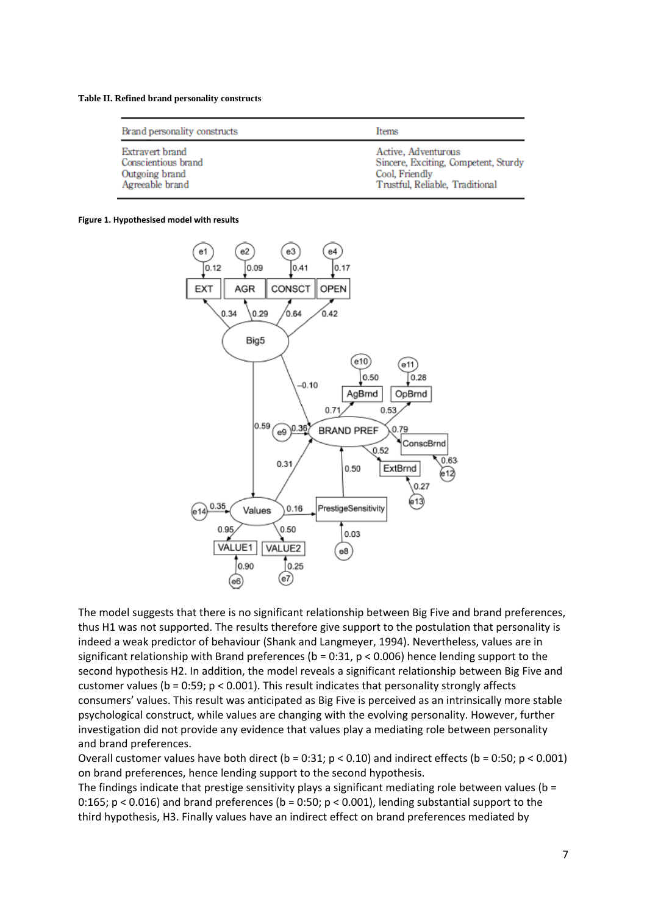**Table II. Refined brand personality constructs**

| Brand personality constructs | Items |
|---|---|
| Extravert brand | Active, Adventurous |
| Conscientious brand | Sincere, Exciting, Competent, Sturdy |
| Outgoing brand | Cool, Friendly |
| Agreeable brand | Trustful, Reliable, Traditional |

**Figure 1. Hypothesised model with results**

The model suggests that there is no significant relationship between Big Five and brand preferences, thus H1 was not supported. The results therefore give support to the postulation that personality is indeed a weak predictor of behaviour (Shank and Langmeyer, 1994). Nevertheless, values are in significant relationship with Brand preferences ($b = 0:31$, $p < 0.006$) hence lending support to the second hypothesis H2. In addition, the model reveals a significant relationship between Big Five and customer values ($b = 0:59$; $p < 0.001$). This result indicates that personality strongly affects consumers' values. This result was anticipated as Big Five is perceived as an intrinsically more stable psychological construct, while values are changing with the evolving personality. However, further investigation did not provide any evidence that values play a mediating role between personality and brand preferences.

Overall customer values have both direct ($b = 0:31$; $p < 0.10$) and indirect effects ($b = 0:50$; $p < 0.001$) on brand preferences, hence lending support to the second hypothesis.

The findings indicate that prestige sensitivity plays a significant mediating role between values ($b = 0:165$; $p < 0.016$) and brand preferences ($b = 0:50$; $p < 0.001$), lending substantial support to the third hypothesis, H3. Finally values have an indirect effect on brand preferences mediated by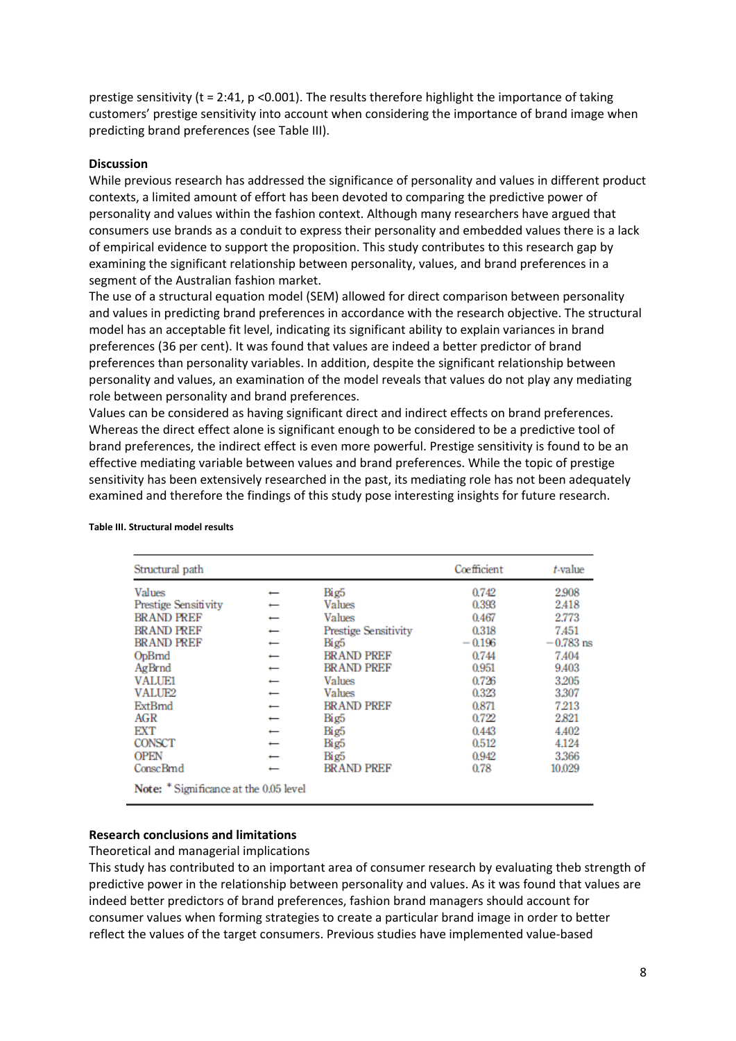prestige sensitivity (t = 2:41, p <0.001). The results therefore highlight the importance of taking customers' prestige sensitivity into account when considering the importance of brand image when predicting brand preferences (see Table III).

**Discussion**

While previous research has addressed the significance of personality and values in different product contexts, a limited amount of effort has been devoted to comparing the predictive power of personality and values within the fashion context. Although many researchers have argued that consumers use brands as a conduit to express their personality and embedded values there is a lack of empirical evidence to support the proposition. This study contributes to this research gap by examining the significant relationship between personality, values, and brand preferences in a segment of the Australian fashion market.

The use of a structural equation model (SEM) allowed for direct comparison between personality and values in predicting brand preferences in accordance with the research objective. The structural model has an acceptable fit level, indicating its significant ability to explain variances in brand preferences (36 per cent). It was found that values are indeed a better predictor of brand preferences than personality variables. In addition, despite the significant relationship between personality and values, an examination of the model reveals that values do not play any mediating role between personality and brand preferences.

Values can be considered as having significant direct and indirect effects on brand preferences. Whereas the direct effect alone is significant enough to be considered to be a predictive tool of brand preferences, the indirect effect is even more powerful. Prestige sensitivity is found to be an effective mediating variable between values and brand preferences. While the topic of prestige sensitivity has been extensively researched in the past, its mediating role has not been adequately examined and therefore the findings of this study pose interesting insights for future research.

**Table III. Structural model results**

| Structural path | | | Coefficient | *t*-value |
|---|---|---|---|---|
| Values | ← | Big5 | 0.742 | 2.908 |
| Prestige Sensitivity | ← | Values | 0.393 | 2.418 |
| BRAND PREF | ← | Values | 0.467 | 2.773 |
| BRAND PREF | ← | Prestige Sensitivity | 0.318 | 7.451 |
| BRAND PREF | ← | Big5 | −0.196 | −0.783 ns |
| OpBrnd | ← | BRAND PREF | 0.744 | 7.404 |
| AgBrnd | ← | BRAND PREF | 0.951 | 9.403 |
| VALUE1 | ← | Values | 0.726 | 3.205 |
| VALUE2 | ← | Values | 0.323 | 3.307 |
| ExtBrnd | ← | BRAND PREF | 0.871 | 7.213 |
| AGR | ← | Big5 | 0.722 | 2.821 |
| EXT | ← | Big5 | 0.443 | 4.402 |
| CONSCT | ← | Big5 | 0.512 | 4.124 |
| OPEN | ← | Big5 | 0.942 | 3.366 |
| ConscBrnd | ← | BRAND PREF | 0.78 | 10.029 |

**Note:** * Significance at the 0.05 level

**Research conclusions and limitations**

Theoretical and managerial implications

This study has contributed to an important area of consumer research by evaluating theb strength of predictive power in the relationship between personality and values. As it was found that values are indeed better predictors of brand preferences, fashion brand managers should account for consumer values when forming strategies to create a particular brand image in order to better reflect the values of the target consumers. Previous studies have implemented value-based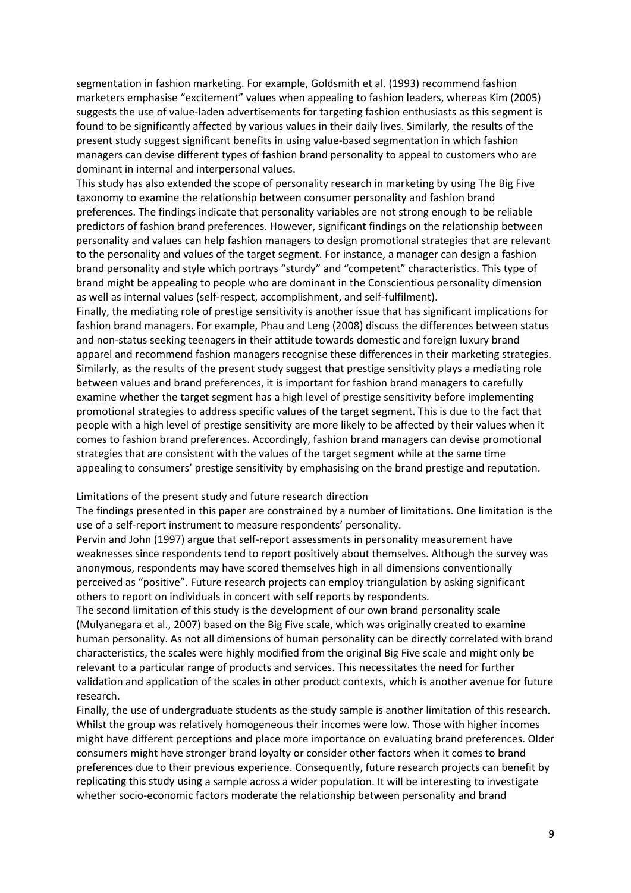segmentation in fashion marketing. For example, Goldsmith et al. (1993) recommend fashion marketers emphasise "excitement" values when appealing to fashion leaders, whereas Kim (2005) suggests the use of value-laden advertisements for targeting fashion enthusiasts as this segment is found to be significantly affected by various values in their daily lives. Similarly, the results of the present study suggest significant benefits in using value-based segmentation in which fashion managers can devise different types of fashion brand personality to appeal to customers who are dominant in internal and interpersonal values.

This study has also extended the scope of personality research in marketing by using The Big Five taxonomy to examine the relationship between consumer personality and fashion brand preferences. The findings indicate that personality variables are not strong enough to be reliable predictors of fashion brand preferences. However, significant findings on the relationship between personality and values can help fashion managers to design promotional strategies that are relevant to the personality and values of the target segment. For instance, a manager can design a fashion brand personality and style which portrays "sturdy" and "competent" characteristics. This type of brand might be appealing to people who are dominant in the Conscientious personality dimension as well as internal values (self-respect, accomplishment, and self-fulfilment).

Finally, the mediating role of prestige sensitivity is another issue that has significant implications for fashion brand managers. For example, Phau and Leng (2008) discuss the differences between status and non-status seeking teenagers in their attitude towards domestic and foreign luxury brand apparel and recommend fashion managers recognise these differences in their marketing strategies. Similarly, as the results of the present study suggest that prestige sensitivity plays a mediating role between values and brand preferences, it is important for fashion brand managers to carefully examine whether the target segment has a high level of prestige sensitivity before implementing promotional strategies to address specific values of the target segment. This is due to the fact that people with a high level of prestige sensitivity are more likely to be affected by their values when it comes to fashion brand preferences. Accordingly, fashion brand managers can devise promotional strategies that are consistent with the values of the target segment while at the same time appealing to consumers' prestige sensitivity by emphasising on the brand prestige and reputation.

## Limitations of the present study and future research direction

The findings presented in this paper are constrained by a number of limitations. One limitation is the use of a self-report instrument to measure respondents' personality.

Pervin and John (1997) argue that self-report assessments in personality measurement have weaknesses since respondents tend to report positively about themselves. Although the survey was anonymous, respondents may have scored themselves high in all dimensions conventionally perceived as "positive". Future research projects can employ triangulation by asking significant others to report on individuals in concert with self reports by respondents.

The second limitation of this study is the development of our own brand personality scale (Mulyanegara et al., 2007) based on the Big Five scale, which was originally created to examine human personality. As not all dimensions of human personality can be directly correlated with brand characteristics, the scales were highly modified from the original Big Five scale and might only be relevant to a particular range of products and services. This necessitates the need for further validation and application of the scales in other product contexts, which is another avenue for future research.

Finally, the use of undergraduate students as the study sample is another limitation of this research. Whilst the group was relatively homogeneous their incomes were low. Those with higher incomes might have different perceptions and place more importance on evaluating brand preferences. Older consumers might have stronger brand loyalty or consider other factors when it comes to brand preferences due to their previous experience. Consequently, future research projects can benefit by replicating this study using a sample across a wider population. It will be interesting to investigate whether socio-economic factors moderate the relationship between personality and brand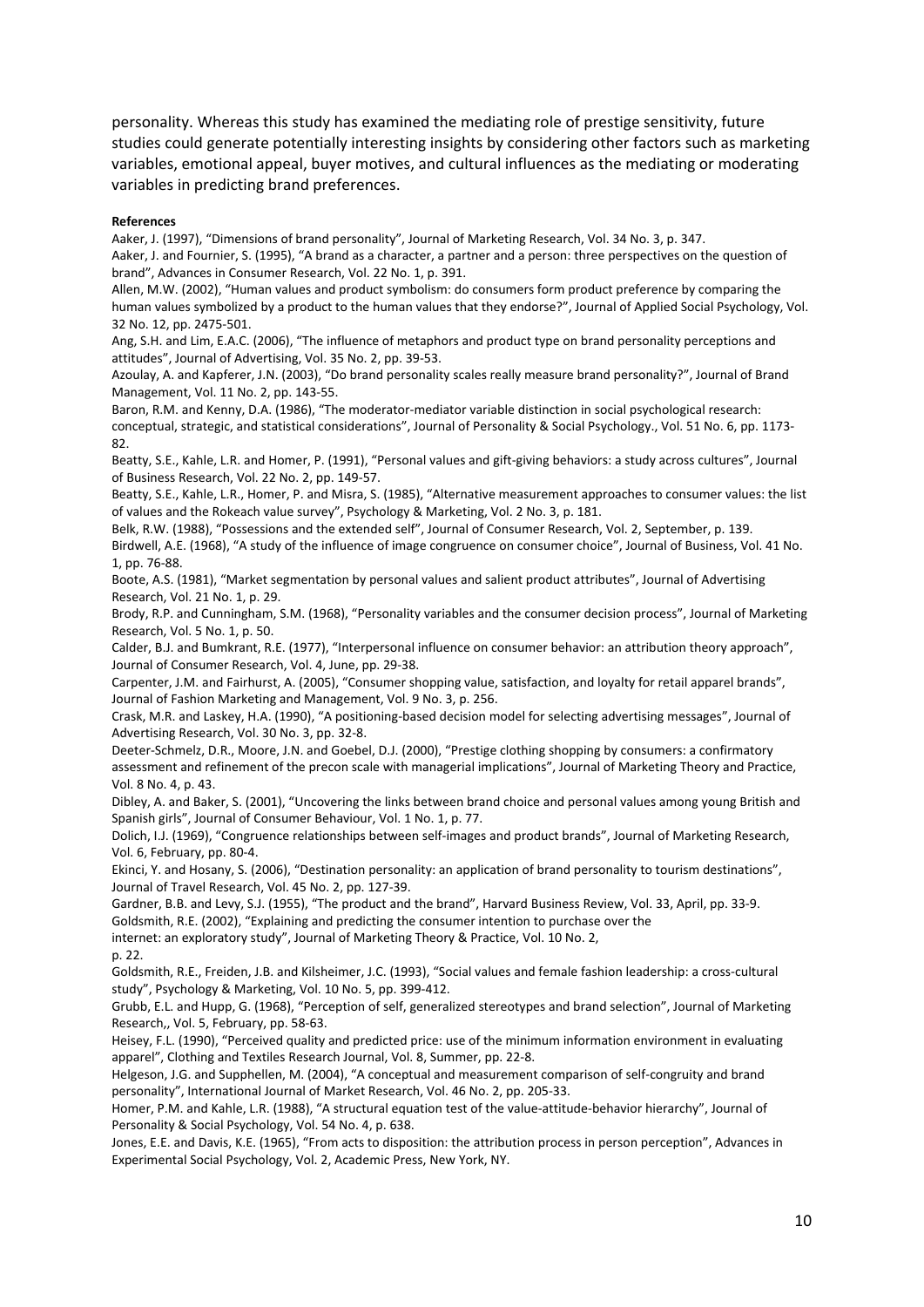personality. Whereas this study has examined the mediating role of prestige sensitivity, future studies could generate potentially interesting insights by considering other factors such as marketing variables, emotional appeal, buyer motives, and cultural influences as the mediating or moderating variables in predicting brand preferences.

**References**

Aaker, J. (1997), "Dimensions of brand personality", Journal of Marketing Research, Vol. 34 No. 3, p. 347.

Aaker, J. and Fournier, S. (1995), "A brand as a character, a partner and a person: three perspectives on the question of brand", Advances in Consumer Research, Vol. 22 No. 1, p. 391.

Allen, M.W. (2002), "Human values and product symbolism: do consumers form product preference by comparing the human values symbolized by a product to the human values that they endorse?", Journal of Applied Social Psychology, Vol. 32 No. 12, pp. 2475-501.

Ang, S.H. and Lim, E.A.C. (2006), "The influence of metaphors and product type on brand personality perceptions and attitudes", Journal of Advertising, Vol. 35 No. 2, pp. 39-53.

Azoulay, A. and Kapferer, J.N. (2003), "Do brand personality scales really measure brand personality?", Journal of Brand Management, Vol. 11 No. 2, pp. 143-55.

Baron, R.M. and Kenny, D.A. (1986), "The moderator-mediator variable distinction in social psychological research: conceptual, strategic, and statistical considerations", Journal of Personality & Social Psychology., Vol. 51 No. 6, pp. 1173-82.

Beatty, S.E., Kahle, L.R. and Homer, P. (1991), "Personal values and gift-giving behaviors: a study across cultures", Journal of Business Research, Vol. 22 No. 2, pp. 149-57.

Beatty, S.E., Kahle, L.R., Homer, P. and Misra, S. (1985), "Alternative measurement approaches to consumer values: the list of values and the Rokeach value survey", Psychology & Marketing, Vol. 2 No. 3, p. 181.

Belk, R.W. (1988), "Possessions and the extended self", Journal of Consumer Research, Vol. 2, September, p. 139.

Birdwell, A.E. (1968), "A study of the influence of image congruence on consumer choice", Journal of Business, Vol. 41 No. 1, pp. 76-88.

Boote, A.S. (1981), "Market segmentation by personal values and salient product attributes", Journal of Advertising Research, Vol. 21 No. 1, p. 29.

Brody, R.P. and Cunningham, S.M. (1968), "Personality variables and the consumer decision process", Journal of Marketing Research, Vol. 5 No. 1, p. 50.

Calder, B.J. and Bumkrant, R.E. (1977), "Interpersonal influence on consumer behavior: an attribution theory approach", Journal of Consumer Research, Vol. 4, June, pp. 29-38.

Carpenter, J.M. and Fairhurst, A. (2005), "Consumer shopping value, satisfaction, and loyalty for retail apparel brands", Journal of Fashion Marketing and Management, Vol. 9 No. 3, p. 256.

Crask, M.R. and Laskey, H.A. (1990), "A positioning-based decision model for selecting advertising messages", Journal of Advertising Research, Vol. 30 No. 3, pp. 32-8.

Deeter-Schmelz, D.R., Moore, J.N. and Goebel, D.J. (2000), "Prestige clothing shopping by consumers: a confirmatory assessment and refinement of the precon scale with managerial implications", Journal of Marketing Theory and Practice, Vol. 8 No. 4, p. 43.

Dibley, A. and Baker, S. (2001), "Uncovering the links between brand choice and personal values among young British and Spanish girls", Journal of Consumer Behaviour, Vol. 1 No. 1, p. 77.

Dolich, I.J. (1969), "Congruence relationships between self-images and product brands", Journal of Marketing Research, Vol. 6, February, pp. 80-4.

Ekinci, Y. and Hosany, S. (2006), "Destination personality: an application of brand personality to tourism destinations", Journal of Travel Research, Vol. 45 No. 2, pp. 127-39.

Gardner, B.B. and Levy, S.J. (1955), "The product and the brand", Harvard Business Review, Vol. 33, April, pp. 33-9.

Goldsmith, R.E. (2002), "Explaining and predicting the consumer intention to purchase over the internet: an exploratory study", Journal of Marketing Theory & Practice, Vol. 10 No. 2, p. 22.

Goldsmith, R.E., Freiden, J.B. and Kilsheimer, J.C. (1993), "Social values and female fashion leadership: a cross-cultural study", Psychology & Marketing, Vol. 10 No. 5, pp. 399-412.

Grubb, E.L. and Hupp, G. (1968), "Perception of self, generalized stereotypes and brand selection", Journal of Marketing Research,, Vol. 5, February, pp. 58-63.

Heisey, F.L. (1990), "Perceived quality and predicted price: use of the minimum information environment in evaluating apparel", Clothing and Textiles Research Journal, Vol. 8, Summer, pp. 22-8.

Helgeson, J.G. and Supphellen, M. (2004), "A conceptual and measurement comparison of self-congruity and brand personality", International Journal of Market Research, Vol. 46 No. 2, pp. 205-33.

Homer, P.M. and Kahle, L.R. (1988), "A structural equation test of the value-attitude-behavior hierarchy", Journal of Personality & Social Psychology, Vol. 54 No. 4, p. 638.

Jones, E.E. and Davis, K.E. (1965), "From acts to disposition: the attribution process in person perception", Advances in Experimental Social Psychology, Vol. 2, Academic Press, New York, NY.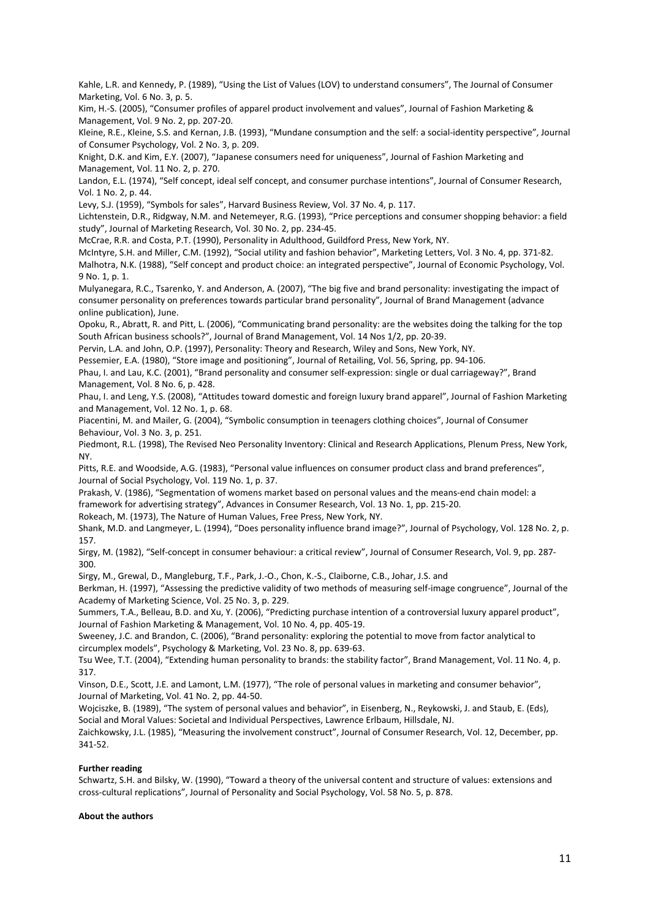Kahle, L.R. and Kennedy, P. (1989), "Using the List of Values (LOV) to understand consumers", The Journal of Consumer Marketing, Vol. 6 No. 3, p. 5.

Kim, H.-S. (2005), "Consumer profiles of apparel product involvement and values", Journal of Fashion Marketing & Management, Vol. 9 No. 2, pp. 207-20.

Kleine, R.E., Kleine, S.S. and Kernan, J.B. (1993), "Mundane consumption and the self: a social-identity perspective", Journal of Consumer Psychology, Vol. 2 No. 3, p. 209.

Knight, D.K. and Kim, E.Y. (2007), "Japanese consumers need for uniqueness", Journal of Fashion Marketing and Management, Vol. 11 No. 2, p. 270.

Landon, E.L. (1974), "Self concept, ideal self concept, and consumer purchase intentions", Journal of Consumer Research, Vol. 1 No. 2, p. 44.

Levy, S.J. (1959), "Symbols for sales", Harvard Business Review, Vol. 37 No. 4, p. 117.

Lichtenstein, D.R., Ridgway, N.M. and Netemeyer, R.G. (1993), "Price perceptions and consumer shopping behavior: a field study", Journal of Marketing Research, Vol. 30 No. 2, pp. 234-45.

McCrae, R.R. and Costa, P.T. (1990), Personality in Adulthood, Guildford Press, New York, NY.

McIntyre, S.H. and Miller, C.M. (1992), "Social utility and fashion behavior", Marketing Letters, Vol. 3 No. 4, pp. 371-82.

Malhotra, N.K. (1988), "Self concept and product choice: an integrated perspective", Journal of Economic Psychology, Vol. 9 No. 1, p. 1.

Mulyanegara, R.C., Tsarenko, Y. and Anderson, A. (2007), "The big five and brand personality: investigating the impact of consumer personality on preferences towards particular brand personality", Journal of Brand Management (advance online publication), June.

Opoku, R., Abratt, R. and Pitt, L. (2006), "Communicating brand personality: are the websites doing the talking for the top South African business schools?", Journal of Brand Management, Vol. 14 Nos 1/2, pp. 20-39.

Pervin, L.A. and John, O.P. (1997), Personality: Theory and Research, Wiley and Sons, New York, NY.

Pessemier, E.A. (1980), "Store image and positioning", Journal of Retailing, Vol. 56, Spring, pp. 94-106.

Phau, I. and Lau, K.C. (2001), "Brand personality and consumer self-expression: single or dual carriageway?", Brand Management, Vol. 8 No. 6, p. 428.

Phau, I. and Leng, Y.S. (2008), "Attitudes toward domestic and foreign luxury brand apparel", Journal of Fashion Marketing and Management, Vol. 12 No. 1, p. 68.

Piacentini, M. and Mailer, G. (2004), "Symbolic consumption in teenagers clothing choices", Journal of Consumer Behaviour, Vol. 3 No. 3, p. 251.

Piedmont, R.L. (1998), The Revised Neo Personality Inventory: Clinical and Research Applications, Plenum Press, New York, NY.

Pitts, R.E. and Woodside, A.G. (1983), "Personal value influences on consumer product class and brand preferences", Journal of Social Psychology, Vol. 119 No. 1, p. 37.

Prakash, V. (1986), "Segmentation of womens market based on personal values and the means-end chain model: a framework for advertising strategy", Advances in Consumer Research, Vol. 13 No. 1, pp. 215-20.

Rokeach, M. (1973), The Nature of Human Values, Free Press, New York, NY.

Shank, M.D. and Langmeyer, L. (1994), "Does personality influence brand image?", Journal of Psychology, Vol. 128 No. 2, p. 157.

Sirgy, M. (1982), "Self-concept in consumer behaviour: a critical review", Journal of Consumer Research, Vol. 9, pp. 287-300.

Sirgy, M., Grewal, D., Mangleburg, T.F., Park, J.-O., Chon, K.-S., Claiborne, C.B., Johar, J.S. and Berkman, H. (1997), "Assessing the predictive validity of two methods of measuring self-image congruence", Journal of the Academy of Marketing Science, Vol. 25 No. 3, p. 229.

Summers, T.A., Belleau, B.D. and Xu, Y. (2006), "Predicting purchase intention of a controversial luxury apparel product", Journal of Fashion Marketing & Management, Vol. 10 No. 4, pp. 405-19.

Sweeney, J.C. and Brandon, C. (2006), "Brand personality: exploring the potential to move from factor analytical to circumplex models", Psychology & Marketing, Vol. 23 No. 8, pp. 639-63.

Tsu Wee, T.T. (2004), "Extending human personality to brands: the stability factor", Brand Management, Vol. 11 No. 4, p. 317.

Vinson, D.E., Scott, J.E. and Lamont, L.M. (1977), "The role of personal values in marketing and consumer behavior", Journal of Marketing, Vol. 41 No. 2, pp. 44-50.

Wojciszke, B. (1989), "The system of personal values and behavior", in Eisenberg, N., Reykowski, J. and Staub, E. (Eds), Social and Moral Values: Societal and Individual Perspectives, Lawrence Erlbaum, Hillsdale, NJ.

Zaichkowsky, J.L. (1985), "Measuring the involvement construct", Journal of Consumer Research, Vol. 12, December, pp. 341-52.

**Further reading**

Schwartz, S.H. and Bilsky, W. (1990), "Toward a theory of the universal content and structure of values: extensions and cross-cultural replications", Journal of Personality and Social Psychology, Vol. 58 No. 5, p. 878.

**About the authors**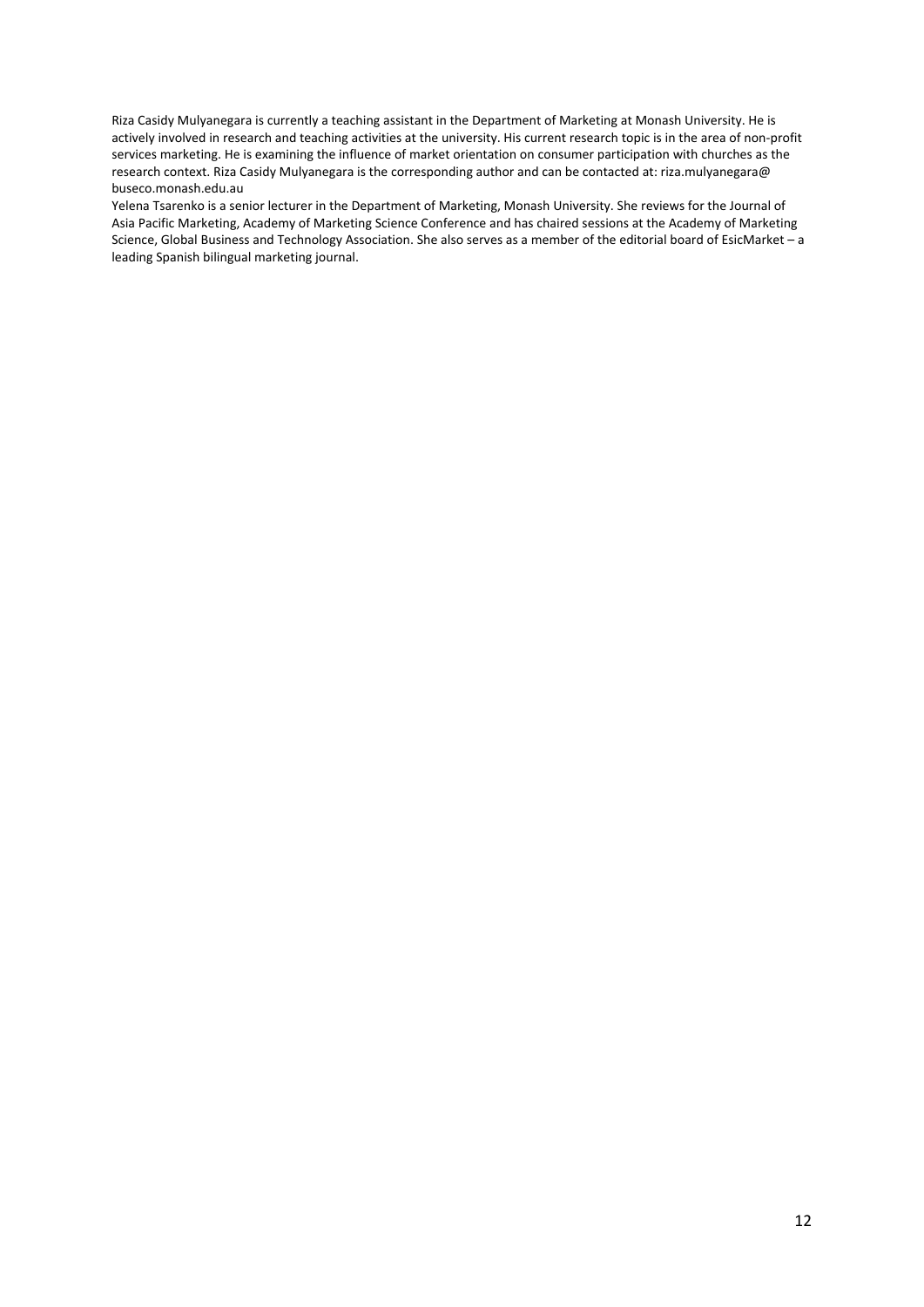Riza Casidy Mulyanegara is currently a teaching assistant in the Department of Marketing at Monash University. He is actively involved in research and teaching activities at the university. His current research topic is in the area of non-profit services marketing. He is examining the influence of market orientation on consumer participation with churches as the research context. Riza Casidy Mulyanegara is the corresponding author and can be contacted at: riza.mulyanegara@ buseco.monash.edu.au

Yelena Tsarenko is a senior lecturer in the Department of Marketing, Monash University. She reviews for the Journal of Asia Pacific Marketing, Academy of Marketing Science Conference and has chaired sessions at the Academy of Marketing Science, Global Business and Technology Association. She also serves as a member of the editorial board of EsicMarket – a leading Spanish bilingual marketing journal.